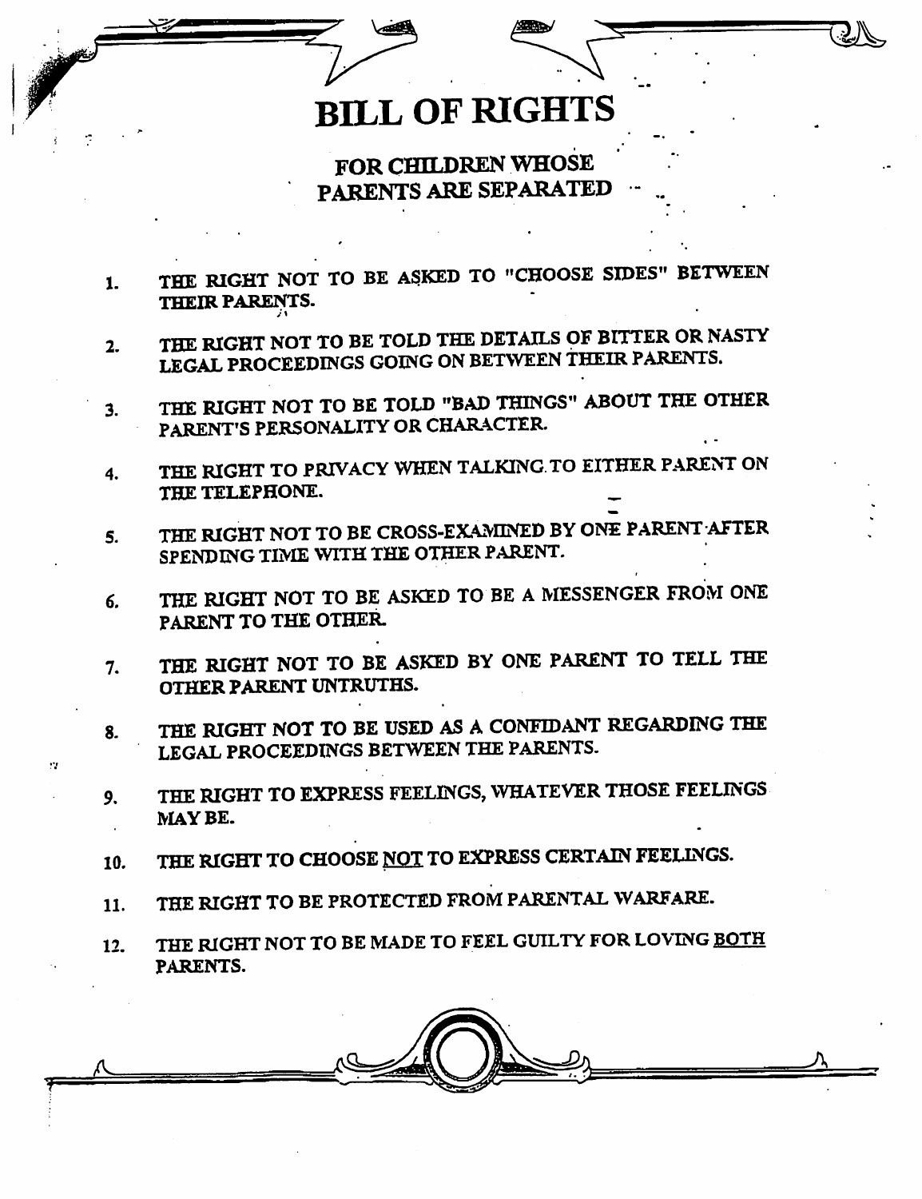# BILL OF RIGHTS

## FOR CHILDREN WHOSE PARENTS ARE SEPARATED

1. THE RIGHT NOT TO BE ASKED TO "CHOOSE SIDES" BETWEEN THEIR PARENTS.
2. THE RIGHT NOT TO BE TOLD THE DETAILS OF BITTER OR NASTY LEGAL PROCEEDINGS GOING ON BETWEEN THEIR PARENTS.
3. THE RIGHT NOT TO BE TOLD "BAD THINGS" ABOUT THE OTHER PARENT'S PERSONALITY OR CHARACTER.
4. THE RIGHT TO PRIVACY WHEN TALKING TO EITHER PARENT ON THE TELEPHONE.
5. THE RIGHT NOT TO BE CROSS-EXAMINED BY ONE PARENT AFTER SPENDING TIME WITH THE OTHER PARENT.
6. THE RIGHT NOT TO BE ASKED TO BE A MESSENGER FROM ONE PARENT TO THE OTHER.
7. THE RIGHT NOT TO BE ASKED BY ONE PARENT TO TELL THE OTHER PARENT UNTRUTHS.
8. THE RIGHT NOT TO BE USED AS A CONFIDANT REGARDING THE LEGAL PROCEEDINGS BETWEEN THE PARENTS.
9. THE RIGHT TO EXPRESS FEELINGS, WHATEVER THOSE FEELINGS MAY BE.
10. THE RIGHT TO CHOOSE <u>NOT</u> TO EXPRESS CERTAIN FEELINGS.
11. THE RIGHT TO BE PROTECTED FROM PARENTAL WARFARE.
12. THE RIGHT NOT TO BE MADE TO FEEL GUILTY FOR LOVING <u>BOTH</u> PARENTS.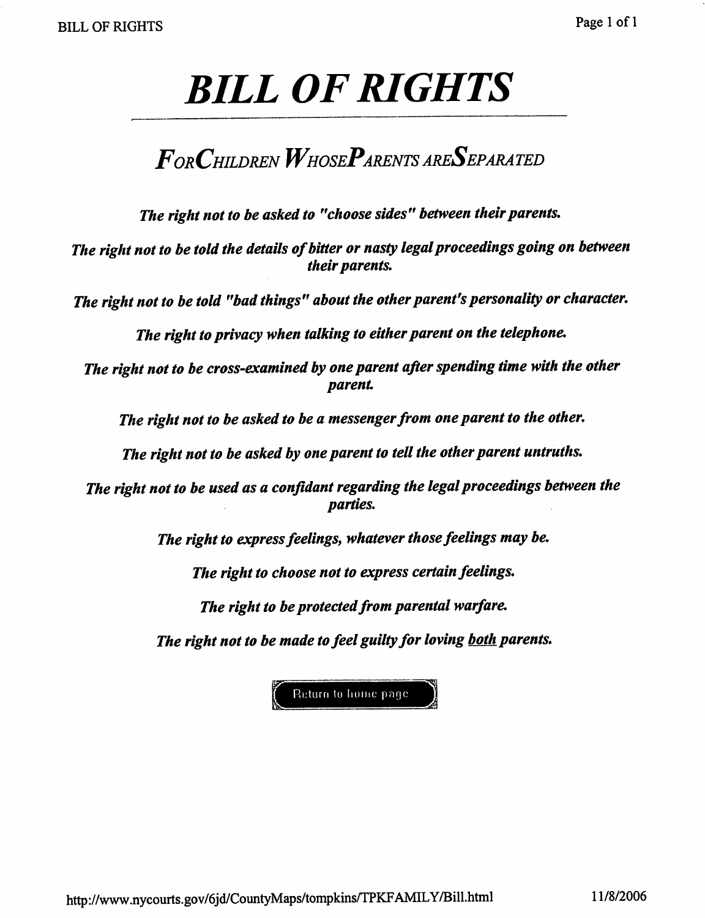# *BILL OF RIGHTS*

## *For Children Whose Parents are Separated*

***The right not to be asked to "choose sides" between their parents.***

***The right not to be told the details of bitter or nasty legal proceedings going on between their parents.***

***The right not to be told "bad things" about the other parent's personality or character.***

***The right to privacy when talking to either parent on the telephone.***

***The right not to be cross-examined by one parent after spending time with the other parent.***

***The right not to be asked to be a messenger from one parent to the other.***

***The right not to be asked by one parent to tell the other parent untruths.***

***The right not to be used as a confidant regarding the legal proceedings between the parties.***

***The right to express feelings, whatever those feelings may be.***

***The right to choose not to express certain feelings.***

***The right to be protected from parental warfare.***

***The right not to be made to feel guilty for loving <u>both</u> parents.***

Return to home page